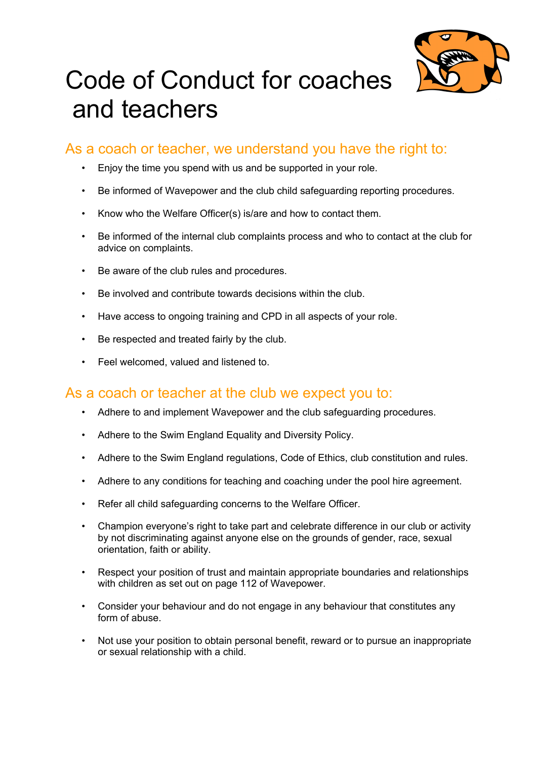# Code of Conduct for coaches and teachers

## As a coach or teacher, we understand you have the right to:

- Enjoy the time you spend with us and be supported in your role.
- Be informed of Wavepower and the club child safeguarding reporting procedures.
- Know who the Welfare Officer(s) is/are and how to contact them.
- Be informed of the internal club complaints process and who to contact at the club for advice on complaints.
- Be aware of the club rules and procedures.
- Be involved and contribute towards decisions within the club.
- Have access to ongoing training and CPD in all aspects of your role.
- Be respected and treated fairly by the club.
- Feel welcomed, valued and listened to.

## As a coach or teacher at the club we expect you to:

- Adhere to and implement Wavepower and the club safeguarding procedures.
- Adhere to the Swim England Equality and Diversity Policy.
- Adhere to the Swim England regulations, Code of Ethics, club constitution and rules.
- Adhere to any conditions for teaching and coaching under the pool hire agreement.
- Refer all child safeguarding concerns to the Welfare Officer.
- Champion everyone's right to take part and celebrate difference in our club or activity by not discriminating against anyone else on the grounds of gender, race, sexual orientation, faith or ability.
- Respect your position of trust and maintain appropriate boundaries and relationships with children as set out on page 112 of Wavepower.
- Consider your behaviour and do not engage in any behaviour that constitutes any form of abuse.
- Not use your position to obtain personal benefit, reward or to pursue an inappropriate or sexual relationship with a child.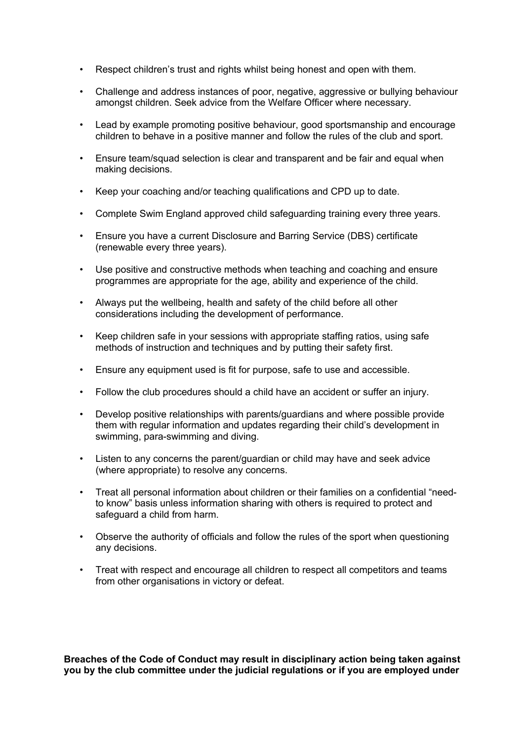- Respect children's trust and rights whilst being honest and open with them.
- Challenge and address instances of poor, negative, aggressive or bullying behaviour amongst children. Seek advice from the Welfare Officer where necessary.
- Lead by example promoting positive behaviour, good sportsmanship and encourage children to behave in a positive manner and follow the rules of the club and sport.
- Ensure team/squad selection is clear and transparent and be fair and equal when making decisions.
- Keep your coaching and/or teaching qualifications and CPD up to date.
- Complete Swim England approved child safeguarding training every three years.
- Ensure you have a current Disclosure and Barring Service (DBS) certificate (renewable every three years).
- Use positive and constructive methods when teaching and coaching and ensure programmes are appropriate for the age, ability and experience of the child.
- Always put the wellbeing, health and safety of the child before all other considerations including the development of performance.
- Keep children safe in your sessions with appropriate staffing ratios, using safe methods of instruction and techniques and by putting their safety first.
- Ensure any equipment used is fit for purpose, safe to use and accessible.
- Follow the club procedures should a child have an accident or suffer an injury.
- Develop positive relationships with parents/guardians and where possible provide them with regular information and updates regarding their child's development in swimming, para-swimming and diving.
- Listen to any concerns the parent/guardian or child may have and seek advice (where appropriate) to resolve any concerns.
- Treat all personal information about children or their families on a confidential "need-to know" basis unless information sharing with others is required to protect and safeguard a child from harm.
- Observe the authority of officials and follow the rules of the sport when questioning any decisions.
- Treat with respect and encourage all children to respect all competitors and teams from other organisations in victory or defeat.

**Breaches of the Code of Conduct may result in disciplinary action being taken against you by the club committee under the judicial regulations or if you are employed under**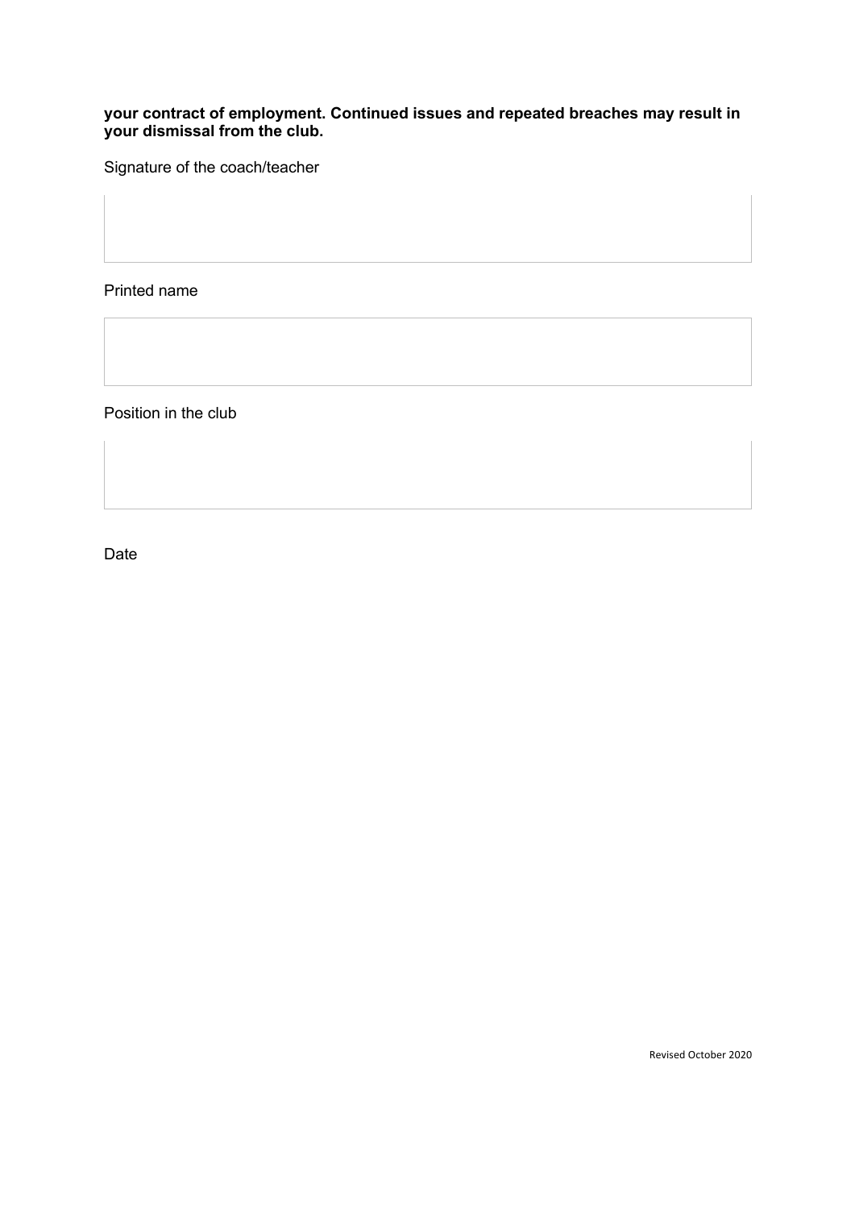**your contract of employment. Continued issues and repeated breaches may result in your dismissal from the club.**

Signature of the coach/teacher

Printed name

Position in the club

Date

Revised October 2020